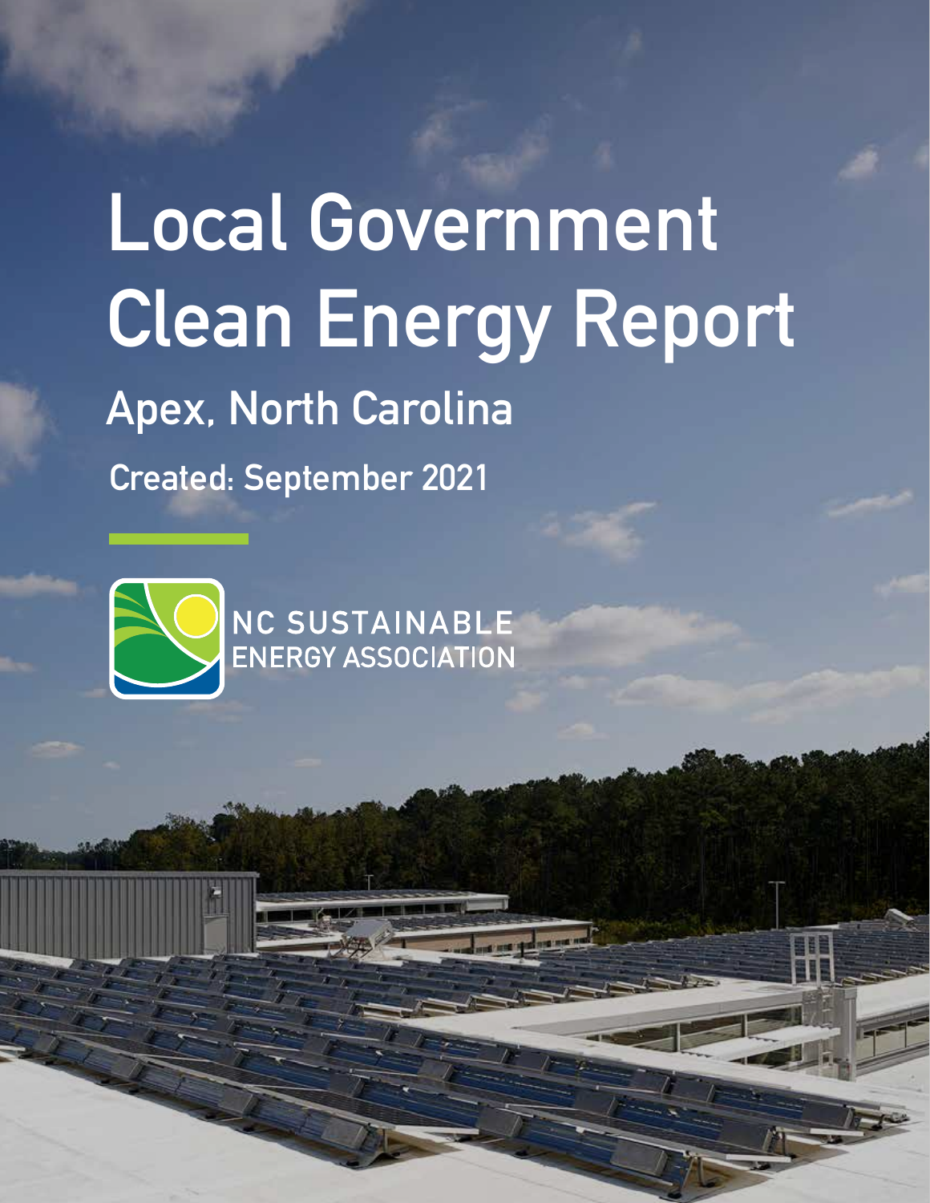# Local Government Clean Energy Report

## Apex, North Carolina

### Created: September 2021

NC SUSTAINABLE ENERGY ASSOCIATION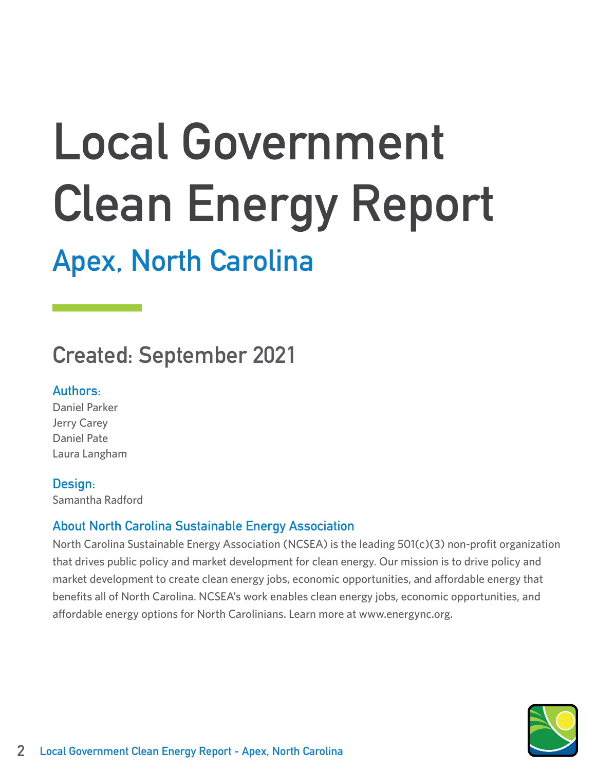# Local Government Clean Energy Report

## Apex, North Carolina

### Created: September 2021

**Authors:**

Daniel Parker
Jerry Carey
Daniel Pate
Laura Langham

**Design:**

Samantha Radford

**About North Carolina Sustainable Energy Association**

North Carolina Sustainable Energy Association (NCSEA) is the leading 501(c)(3) non-profit organization that drives public policy and market development for clean energy. Our mission is to drive policy and market development to create clean energy jobs, economic opportunities, and affordable energy that benefits all of North Carolina. NCSEA's work enables clean energy jobs, economic opportunities, and affordable energy options for North Carolinians. Learn more at www.energync.org.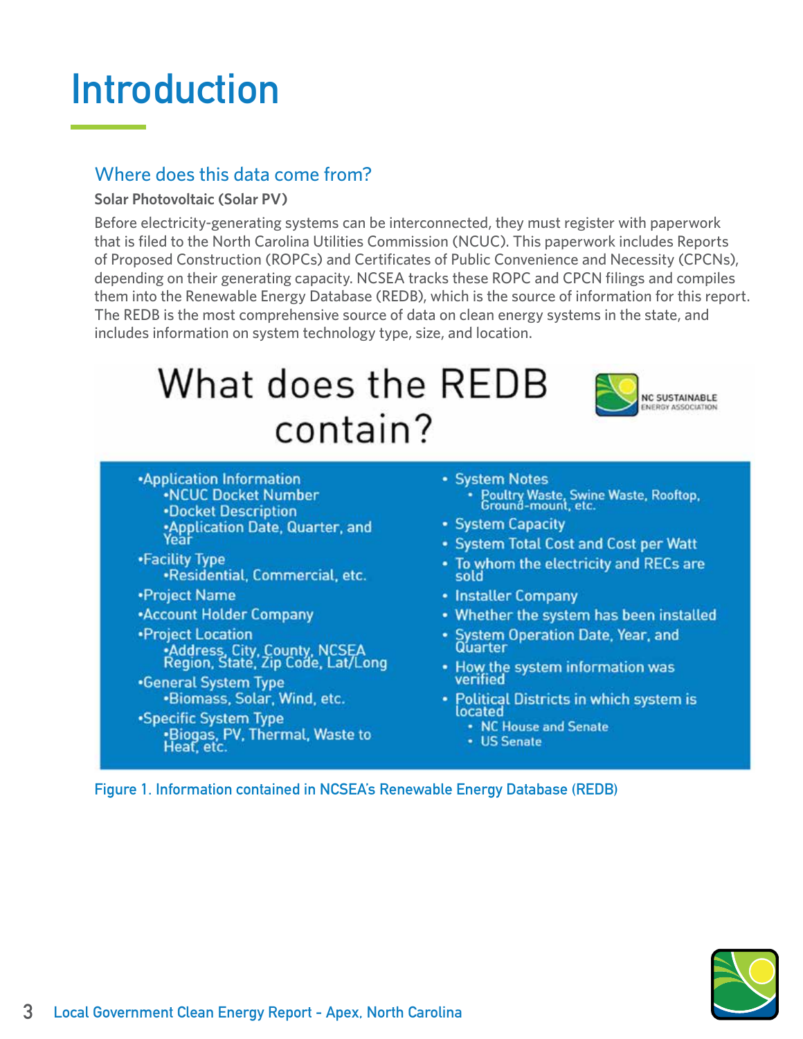# Introduction

## Where does this data come from?

**Solar Photovoltaic (Solar PV)**

Before electricity-generating systems can be interconnected, they must register with paperwork that is filed to the North Carolina Utilities Commission (NCUC). This paperwork includes Reports of Proposed Construction (ROPCs) and Certificates of Public Convenience and Necessity (CPCNs), depending on their generating capacity. NCSEA tracks these ROPC and CPCN filings and compiles them into the Renewable Energy Database (REDB), which is the source of information for this report. The REDB is the most comprehensive source of data on clean energy systems in the state, and includes information on system technology type, size, and location.

### What does the REDB contain?

NC SUSTAINABLE ENERGY ASSOCIATION

- Application Information
  - NCUC Docket Number
  - Docket Description
  - Application Date, Quarter, and Year
- Facility Type
  - Residential, Commercial, etc.
- Project Name
- Account Holder Company
- Project Location
  - Address, City, County, NCSEA Region, State, Zip Code, Lat/Long
- General System Type
  - Biomass, Solar, Wind, etc.
- Specific System Type
  - Biogas, PV, Thermal, Waste to Heat, etc.
- System Notes
  - Poultry Waste, Swine Waste, Rooftop, Ground-mount, etc.
- System Capacity
- System Total Cost and Cost per Watt
- To whom the electricity and RECs are sold
- Installer Company
- Whether the system has been installed
- System Operation Date, Year, and Quarter
- How the system information was verified
- Political Districts in which system is located
  - NC House and Senate
  - US Senate

Figure 1. Information contained in NCSEA's Renewable Energy Database (REDB)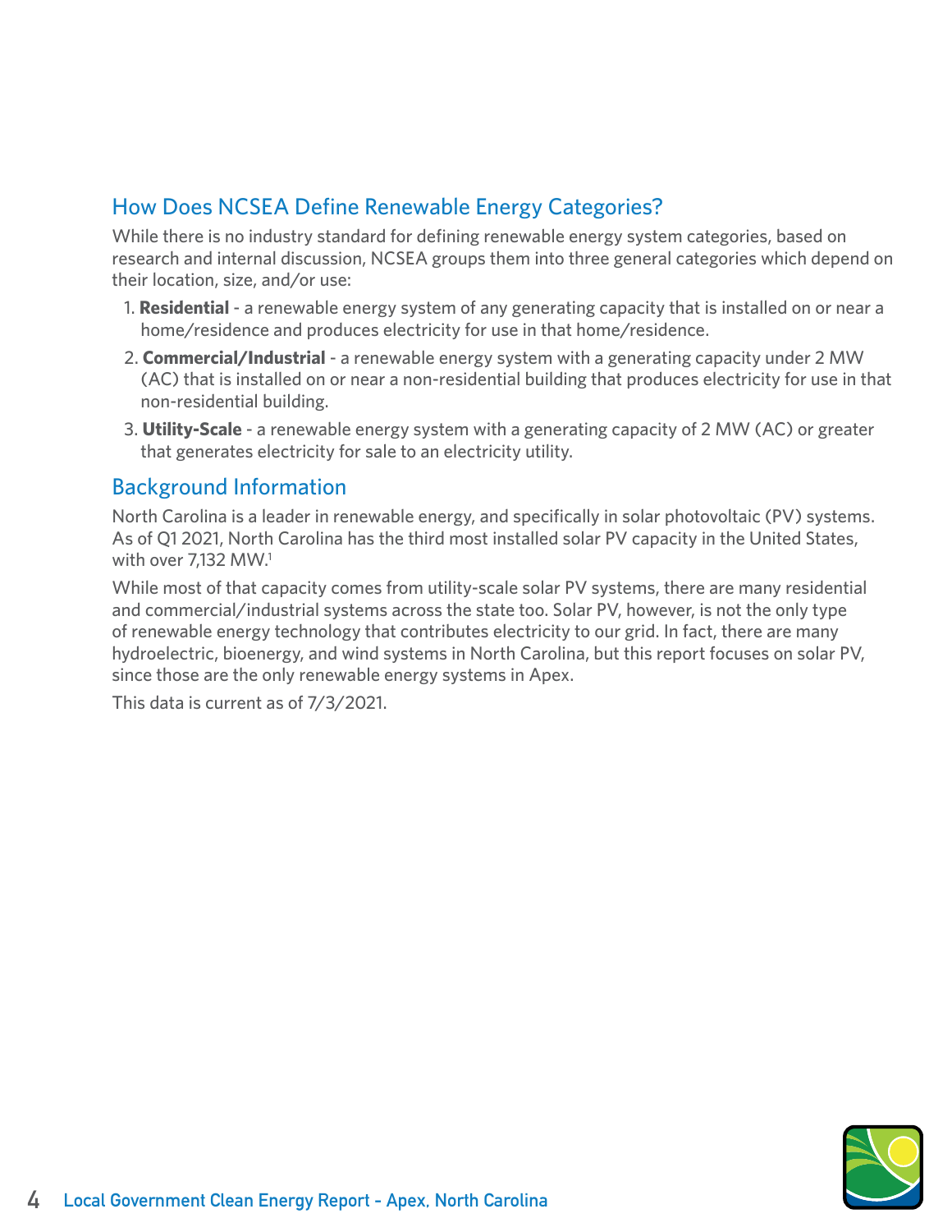## How Does NCSEA Define Renewable Energy Categories?

While there is no industry standard for defining renewable energy system categories, based on research and internal discussion, NCSEA groups them into three general categories which depend on their location, size, and/or use:

1. **Residential** - a renewable energy system of any generating capacity that is installed on or near a home/residence and produces electricity for use in that home/residence.
2. **Commercial/Industrial** - a renewable energy system with a generating capacity under 2 MW (AC) that is installed on or near a non-residential building that produces electricity for use in that non-residential building.
3. **Utility-Scale** - a renewable energy system with a generating capacity of 2 MW (AC) or greater that generates electricity for sale to an electricity utility.

## Background Information

North Carolina is a leader in renewable energy, and specifically in solar photovoltaic (PV) systems. As of Q1 2021, North Carolina has the third most installed solar PV capacity in the United States, with over 7,132 MW.[1]

While most of that capacity comes from utility-scale solar PV systems, there are many residential and commercial/industrial systems across the state too. Solar PV, however, is not the only type of renewable energy technology that contributes electricity to our grid. In fact, there are many hydroelectric, bioenergy, and wind systems in North Carolina, but this report focuses on solar PV, since those are the only renewable energy systems in Apex.

This data is current as of 7/3/2021.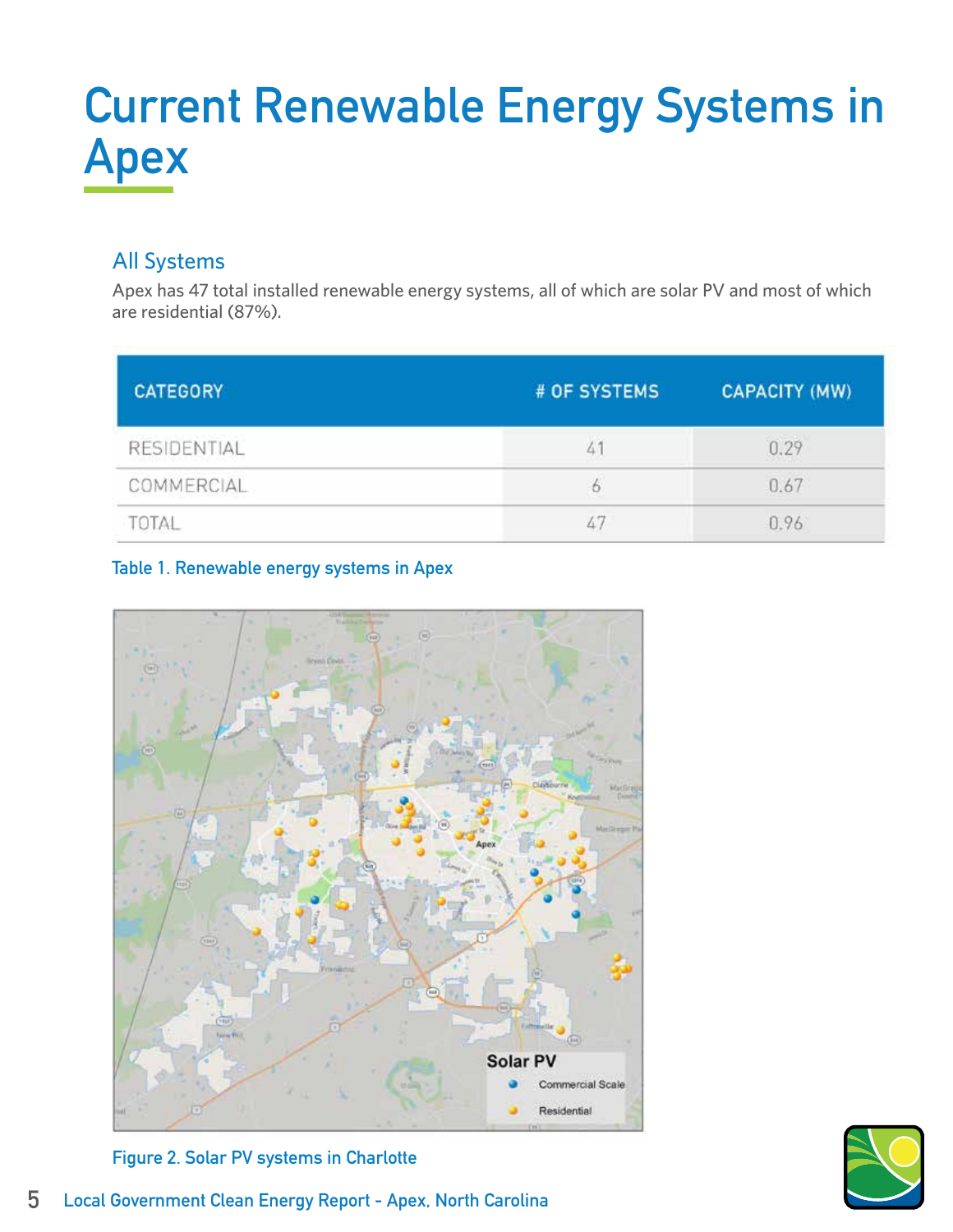# Current Renewable Energy Systems in Apex

## All Systems

Apex has 47 total installed renewable energy systems, all of which are solar PV and most of which are residential (87%).

| CATEGORY | # OF SYSTEMS | CAPACITY (MW) |
|---|---|---|
| RESIDENTIAL | 41 | 0.29 |
| COMMERCIAL | 6 | 0.67 |
| TOTAL | 47 | 0.96 |

Table 1. Renewable energy systems in Apex

Figure 2. Solar PV systems in Charlotte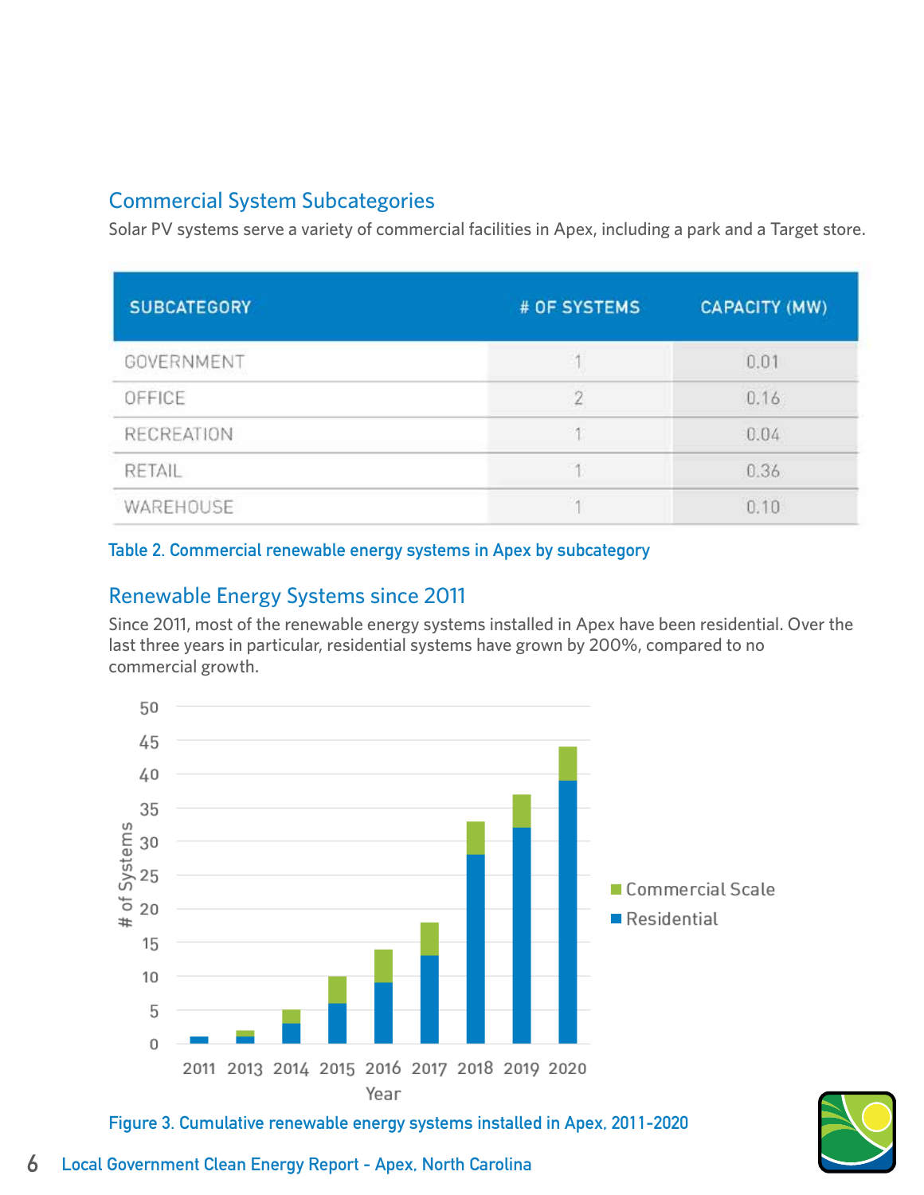## Commercial System Subcategories

Solar PV systems serve a variety of commercial facilities in Apex, including a park and a Target store.

| SUBCATEGORY | # OF SYSTEMS | CAPACITY (MW) |
|---|---|---|
| GOVERNMENT | 1 | 0.01 |
| OFFICE | 2 | 0.16 |
| RECREATION | 1 | 0.04 |
| RETAIL | 1 | 0.36 |
| WAREHOUSE | 1 | 0.10 |

**Table 2. Commercial renewable energy systems in Apex by subcategory**

## Renewable Energy Systems since 2011

Since 2011, most of the renewable energy systems installed in Apex have been residential. Over the last three years in particular, residential systems have grown by 200%, compared to no commercial growth.

**Figure 3. Cumulative renewable energy systems installed in Apex, 2011-2020**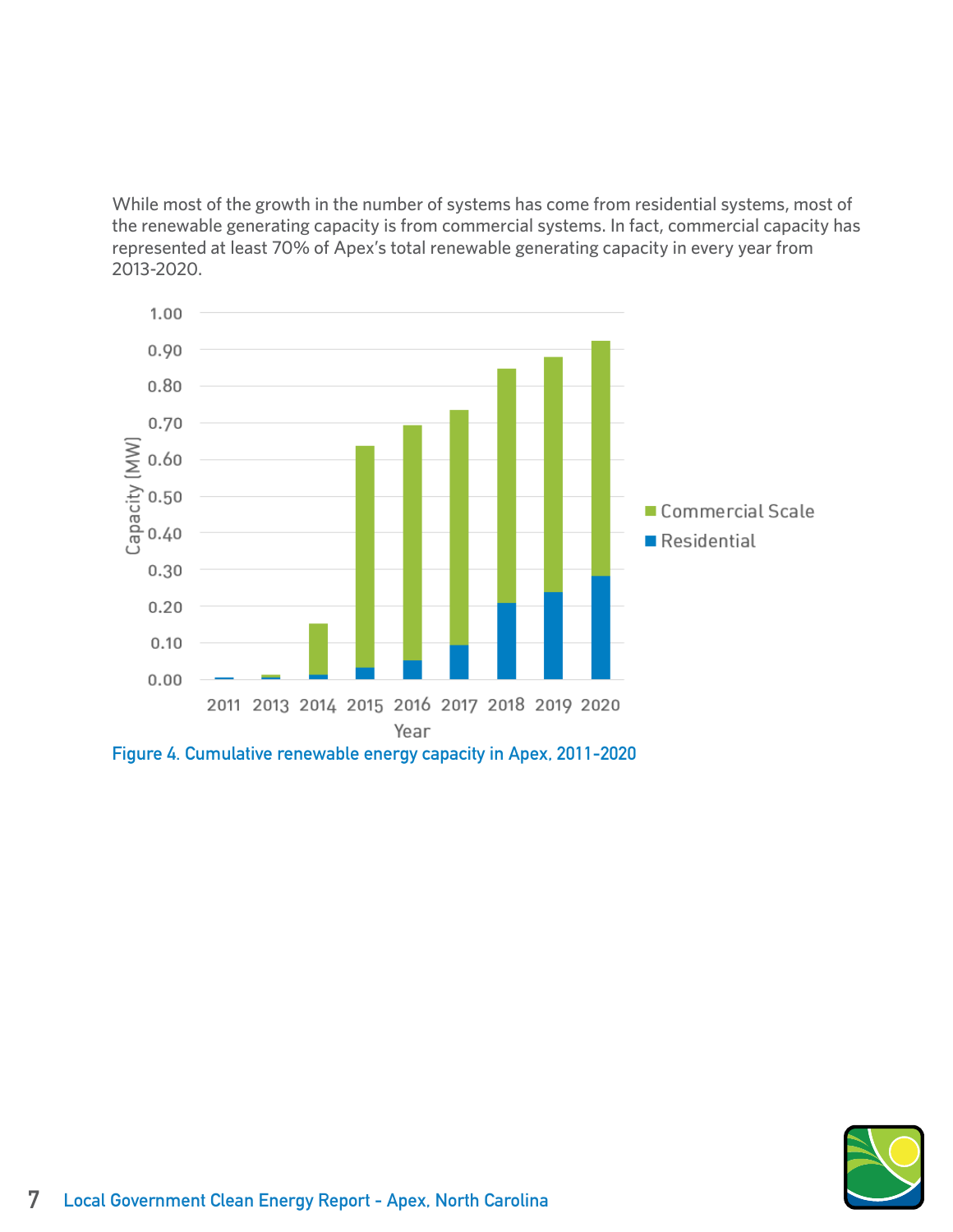While most of the growth in the number of systems has come from residential systems, most of the renewable generating capacity is from commercial systems. In fact, commercial capacity has represented at least 70% of Apex's total renewable generating capacity in every year from 2013-2020.

Figure 4. Cumulative renewable energy capacity in Apex, 2011-2020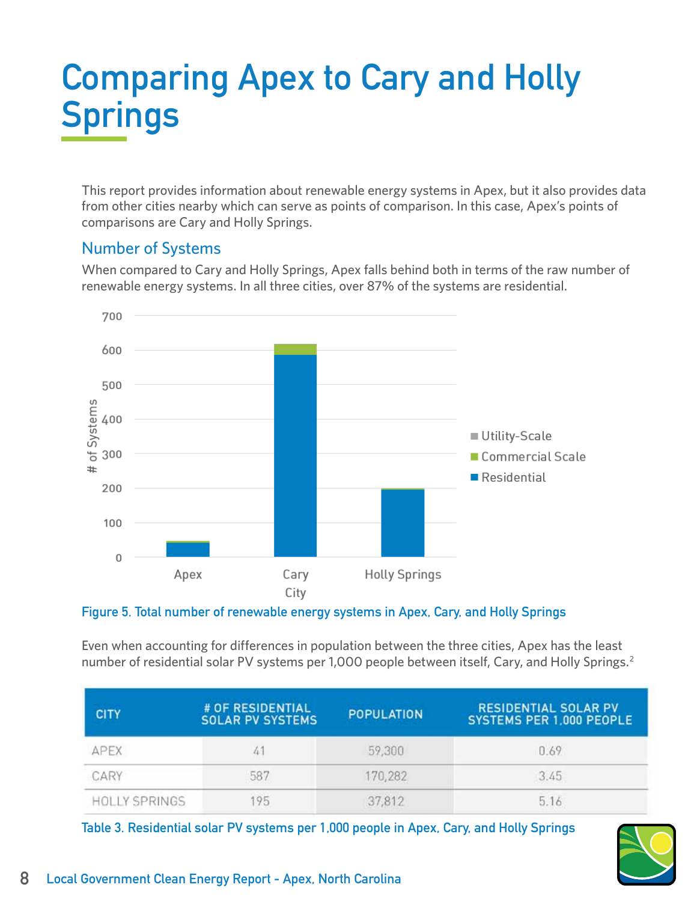# Comparing Apex to Cary and Holly Springs

This report provides information about renewable energy systems in Apex, but it also provides data from other cities nearby which can serve as points of comparison. In this case, Apex's points of comparisons are Cary and Holly Springs.

## Number of Systems

When compared to Cary and Holly Springs, Apex falls behind both in terms of the raw number of renewable energy systems. In all three cities, over 87% of the systems are residential.

Figure 5. Total number of renewable energy systems in Apex, Cary, and Holly Springs

Even when accounting for differences in population between the three cities, Apex has the least number of residential solar PV systems per 1,000 people between itself, Cary, and Holly Springs.[2]

| CITY | # OF RESIDENTIAL SOLAR PV SYSTEMS | POPULATION | RESIDENTIAL SOLAR PV SYSTEMS PER 1,000 PEOPLE |
|---|---|---|---|
| APEX | 41 | 59,300 | 0.69 |
| CARY | 587 | 170,282 | 3.45 |
| HOLLY SPRINGS | 195 | 37,812 | 5.16 |

Table 3. Residential solar PV systems per 1,000 people in Apex, Cary, and Holly Springs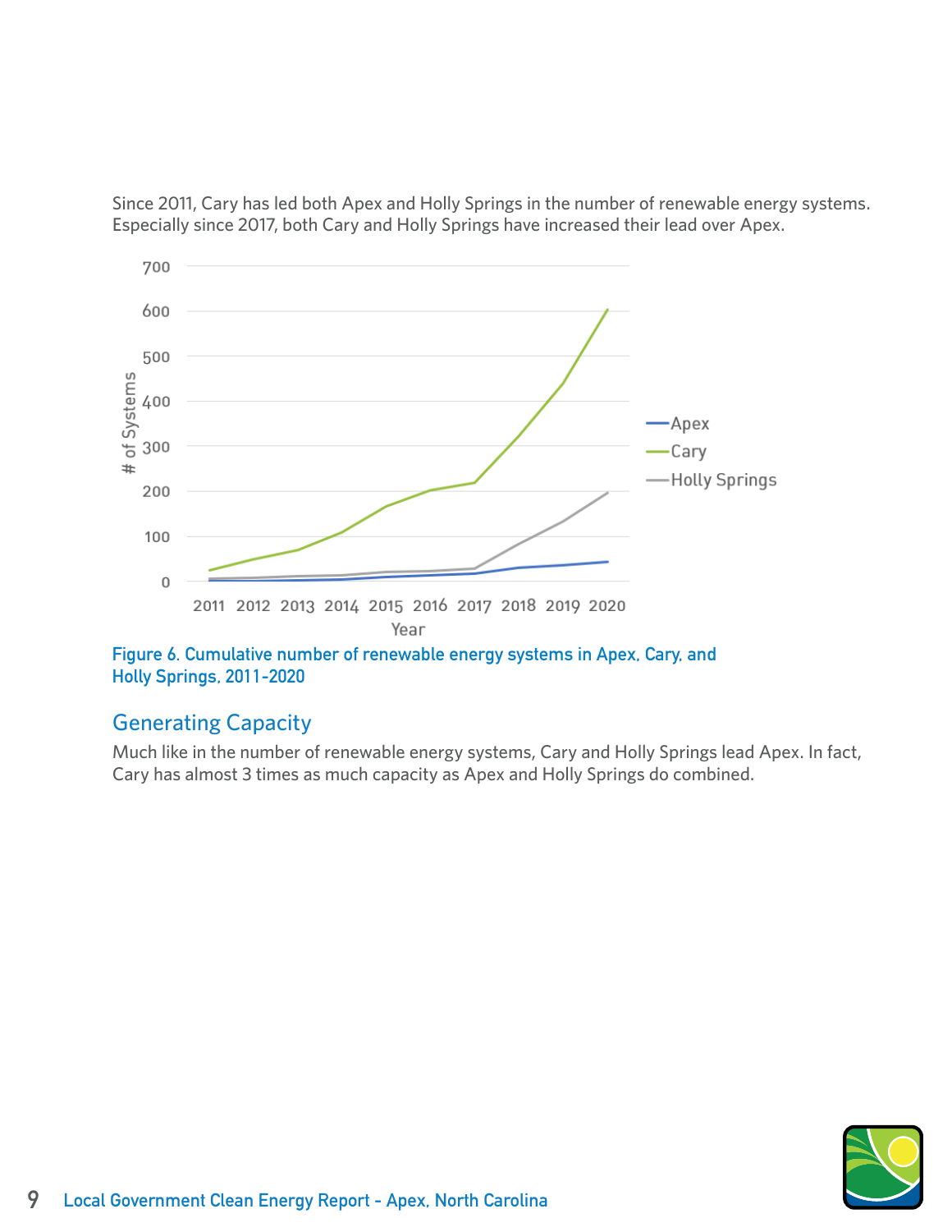Since 2011, Cary has led both Apex and Holly Springs in the number of renewable energy systems. Especially since 2017, both Cary and Holly Springs have increased their lead over Apex.

Figure 6. Cumulative number of renewable energy systems in Apex, Cary, and Holly Springs, 2011-2020

## Generating Capacity

Much like in the number of renewable energy systems, Cary and Holly Springs lead Apex. In fact, Cary has almost 3 times as much capacity as Apex and Holly Springs do combined.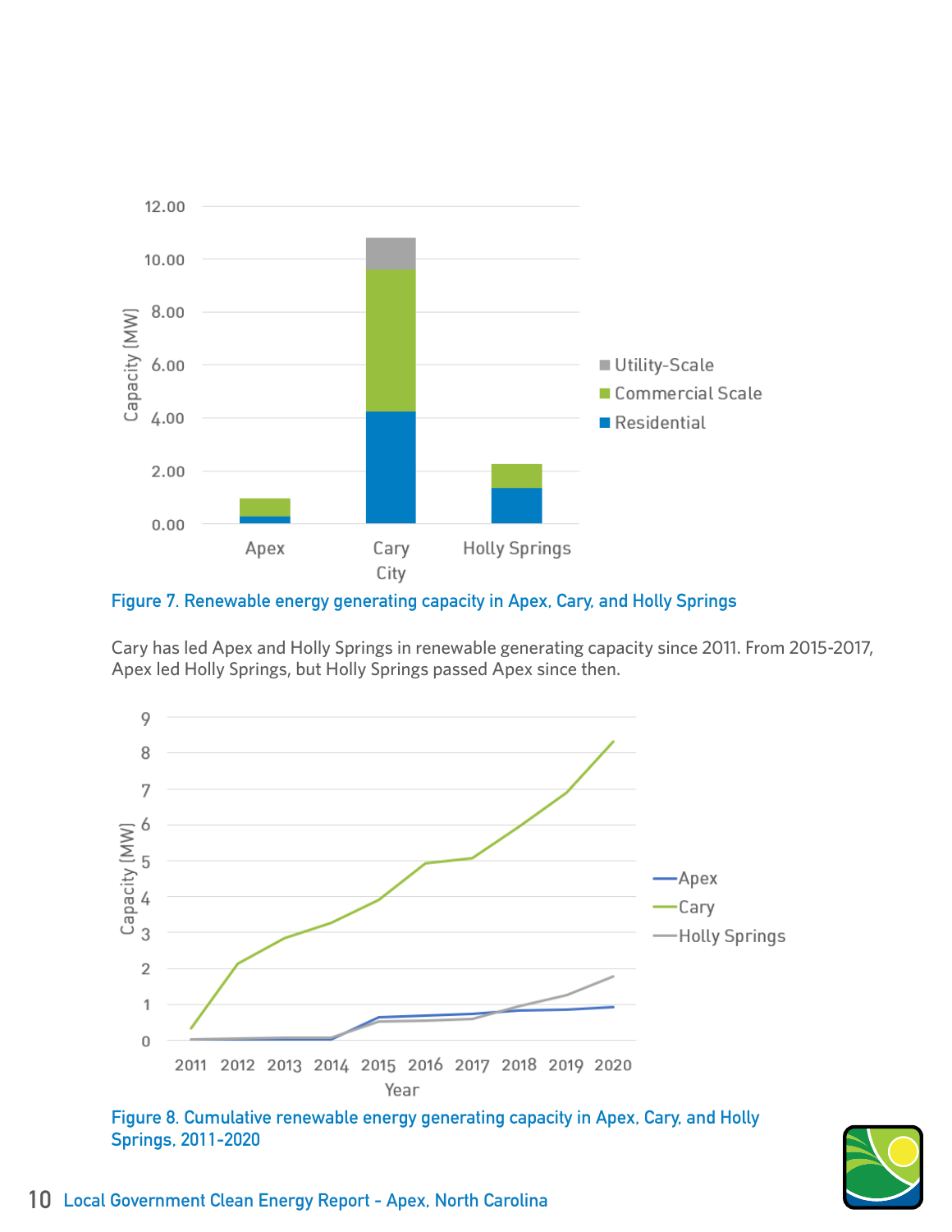Figure 7. Renewable energy generating capacity in Apex, Cary, and Holly Springs

Cary has led Apex and Holly Springs in renewable generating capacity since 2011. From 2015-2017, Apex led Holly Springs, but Holly Springs passed Apex since then.

Figure 8. Cumulative renewable energy generating capacity in Apex, Cary, and Holly Springs, 2011-2020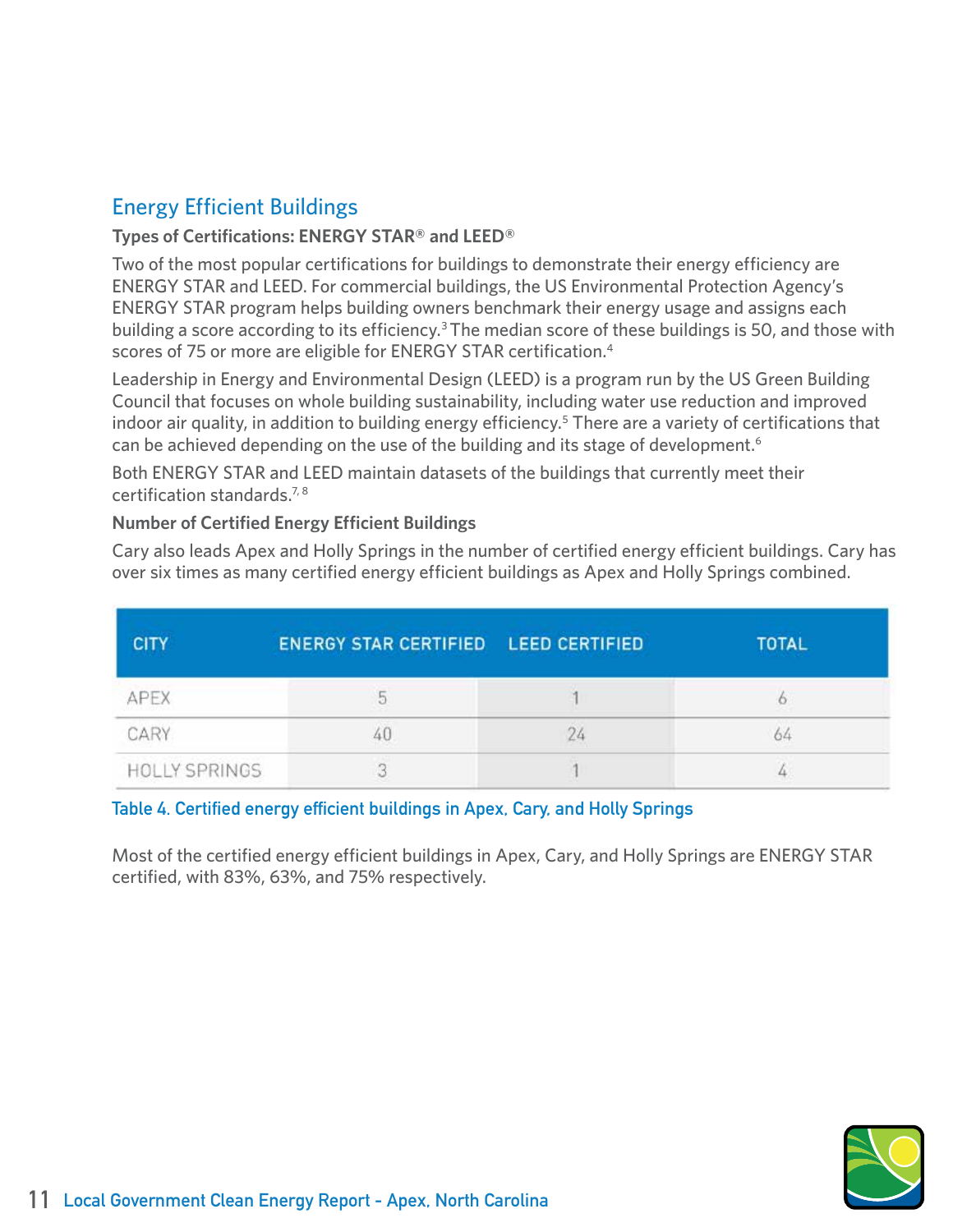## Energy Efficient Buildings

**Types of Certifications: ENERGY STAR® and LEED®**

Two of the most popular certifications for buildings to demonstrate their energy efficiency are ENERGY STAR and LEED. For commercial buildings, the US Environmental Protection Agency's ENERGY STAR program helps building owners benchmark their energy usage and assigns each building a score according to its efficiency.[3] The median score of these buildings is 50, and those with scores of 75 or more are eligible for ENERGY STAR certification.[4]

Leadership in Energy and Environmental Design (LEED) is a program run by the US Green Building Council that focuses on whole building sustainability, including water use reduction and improved indoor air quality, in addition to building energy efficiency.[5] There are a variety of certifications that can be achieved depending on the use of the building and its stage of development.[6]

Both ENERGY STAR and LEED maintain datasets of the buildings that currently meet their certification standards.[7, 8]

**Number of Certified Energy Efficient Buildings**

Cary also leads Apex and Holly Springs in the number of certified energy efficient buildings. Cary has over six times as many certified energy efficient buildings as Apex and Holly Springs combined.

| CITY | ENERGY STAR CERTIFIED | LEED CERTIFIED | TOTAL |
|---|---|---|---|
| APEX | 5 | 1 | 6 |
| CARY | 40 | 24 | 64 |
| HOLLY SPRINGS | 3 | 1 | 4 |

Table 4. Certified energy efficient buildings in Apex, Cary, and Holly Springs

Most of the certified energy efficient buildings in Apex, Cary, and Holly Springs are ENERGY STAR certified, with 83%, 63%, and 75% respectively.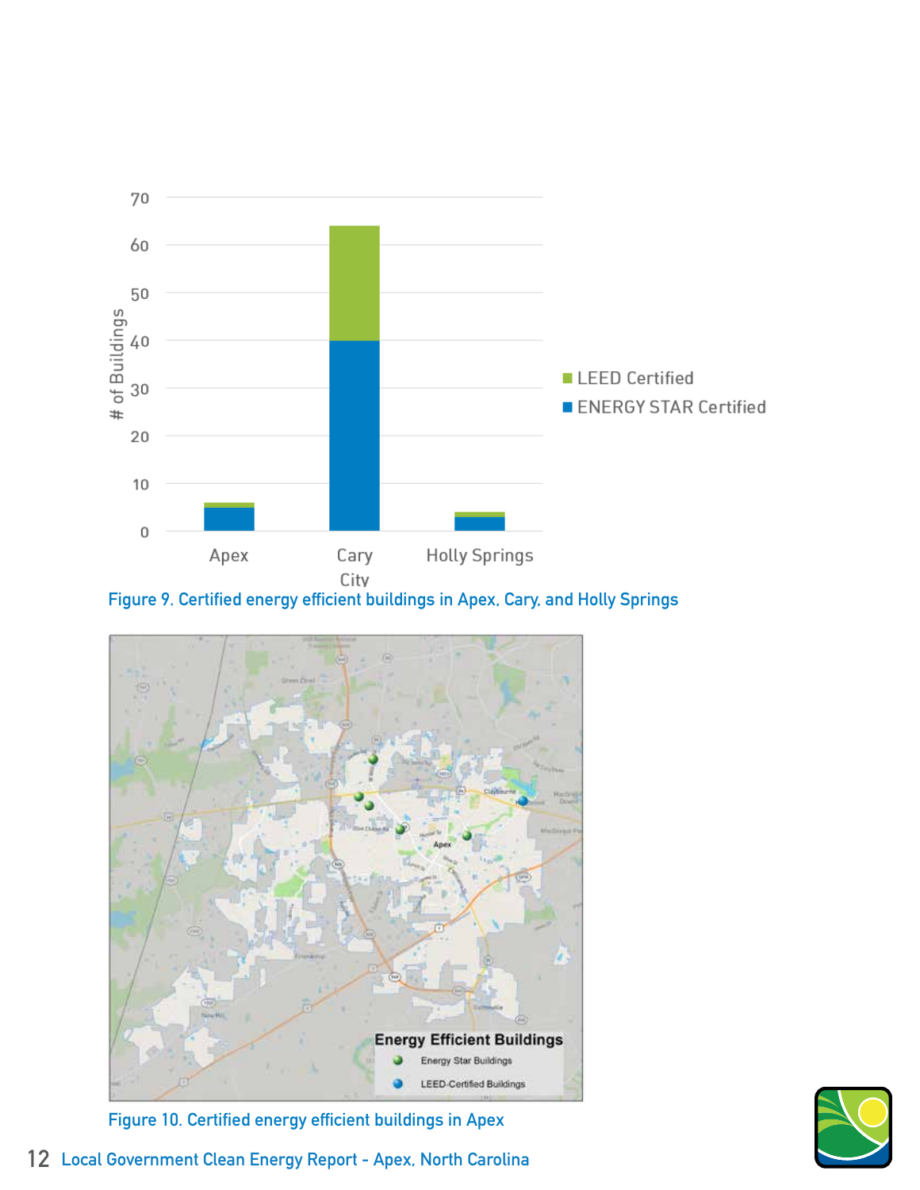Figure 9. Certified energy efficient buildings in Apex, Cary, and Holly Springs

Figure 10. Certified energy efficient buildings in Apex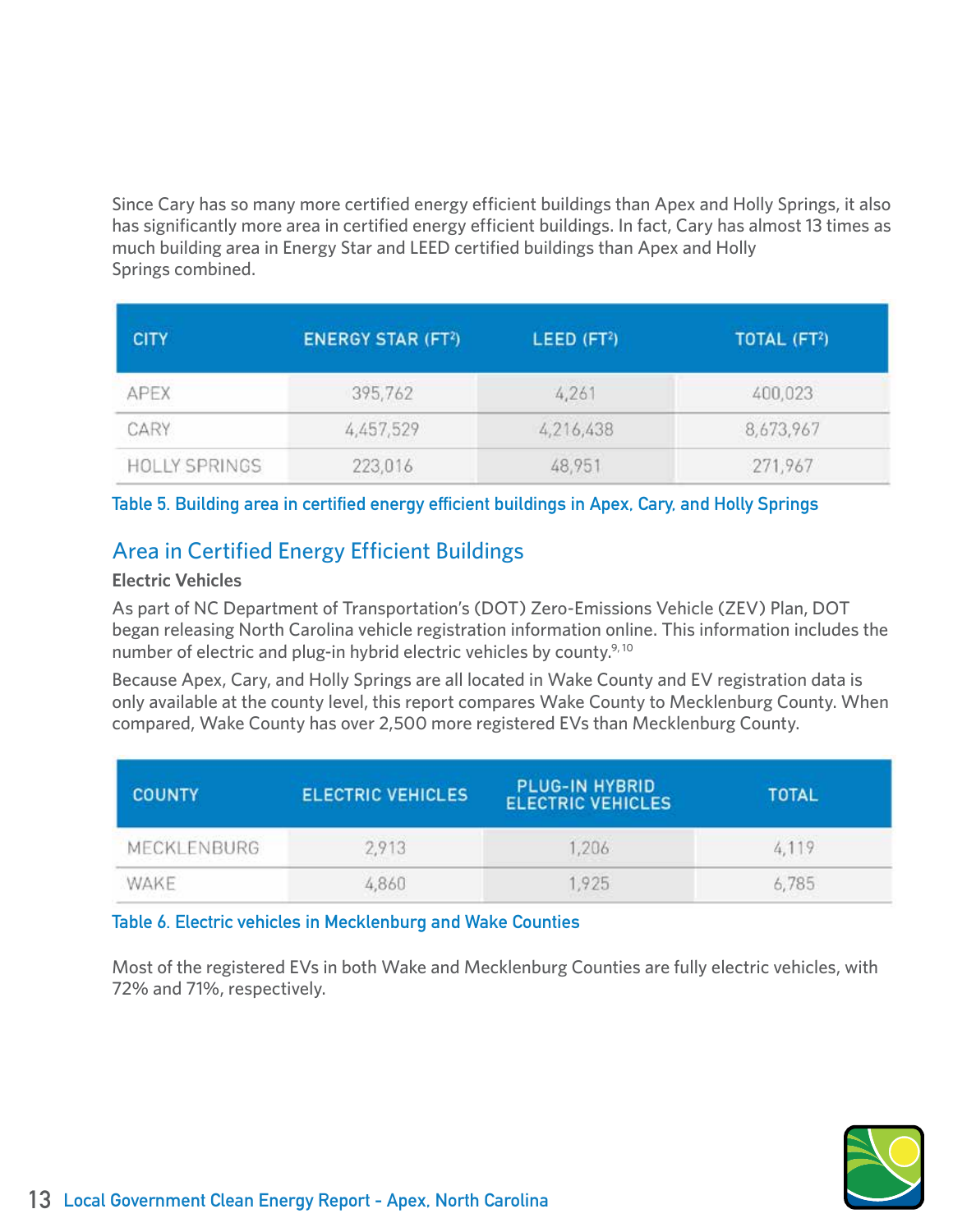Since Cary has so many more certified energy efficient buildings than Apex and Holly Springs, it also has significantly more area in certified energy efficient buildings. In fact, Cary has almost 13 times as much building area in Energy Star and LEED certified buildings than Apex and Holly Springs combined.

| CITY | ENERGY STAR ($FT^2$) | LEED ($FT^2$) | TOTAL ($FT^2$) |
|---|---|---|---|
| APEX | 395,762 | 4,261 | 400,023 |
| CARY | 4,457,529 | 4,216,438 | 8,673,967 |
| HOLLY SPRINGS | 223,016 | 48,951 | 271,967 |

Table 5. Building area in certified energy efficient buildings in Apex, Cary, and Holly Springs

## Area in Certified Energy Efficient Buildings

**Electric Vehicles**

As part of NC Department of Transportation's (DOT) Zero-Emissions Vehicle (ZEV) Plan, DOT began releasing North Carolina vehicle registration information online. This information includes the number of electric and plug-in hybrid electric vehicles by county.[9, 10]

Because Apex, Cary, and Holly Springs are all located in Wake County and EV registration data is only available at the county level, this report compares Wake County to Mecklenburg County. When compared, Wake County has over 2,500 more registered EVs than Mecklenburg County.

| COUNTY | ELECTRIC VEHICLES | PLUG-IN HYBRID ELECTRIC VEHICLES | TOTAL |
|---|---|---|---|
| MECKLENBURG | 2,913 | 1,206 | 4,119 |
| WAKE | 4,860 | 1,925 | 6,785 |

Table 6. Electric vehicles in Mecklenburg and Wake Counties

Most of the registered EVs in both Wake and Mecklenburg Counties are fully electric vehicles, with 72% and 71%, respectively.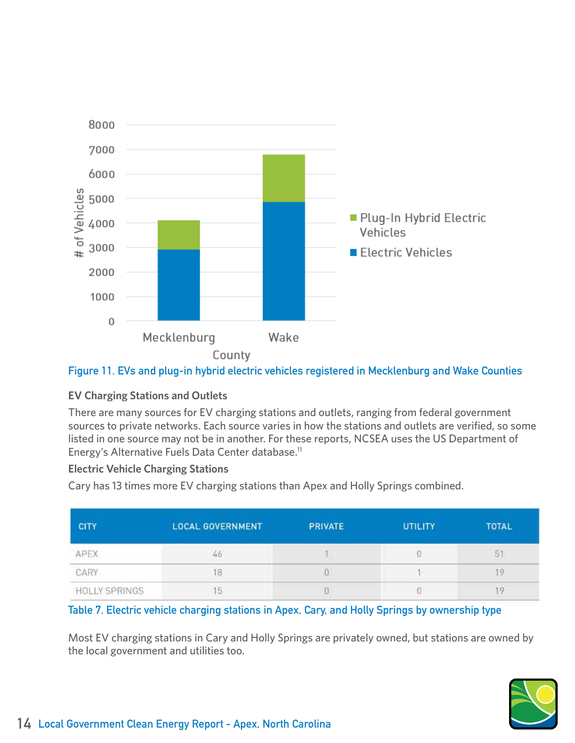Figure 11. EVs and plug-in hybrid electric vehicles registered in Mecklenburg and Wake Counties

### EV Charging Stations and Outlets

There are many sources for EV charging stations and outlets, ranging from federal government sources to private networks. Each source varies in how the stations and outlets are verified, so some listed in one source may not be in another. For these reports, NCSEA uses the US Department of Energy's Alternative Fuels Data Center database.[11]

### Electric Vehicle Charging Stations

Cary has 13 times more EV charging stations than Apex and Holly Springs combined.

| CITY | LOCAL GOVERNMENT | PRIVATE | UTILITY | TOTAL |
|---|---|---|---|---|
| APEX | 46 | 1 | 0 | 51 |
| CARY | 18 | 0 | 1 | 19 |
| HOLLY SPRINGS | 15 | 0 | 0 | 19 |

Table 7. Electric vehicle charging stations in Apex, Cary, and Holly Springs by ownership type

Most EV charging stations in Cary and Holly Springs are privately owned, but stations are owned by the local government and utilities too.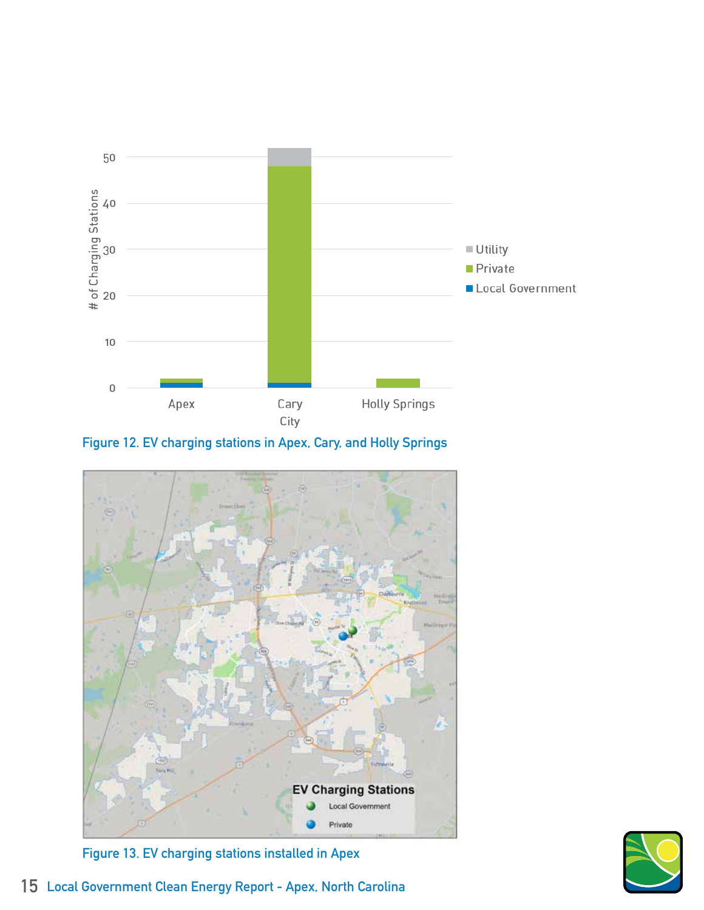Figure 12. EV charging stations in Apex, Cary, and Holly Springs

Figure 13. EV charging stations installed in Apex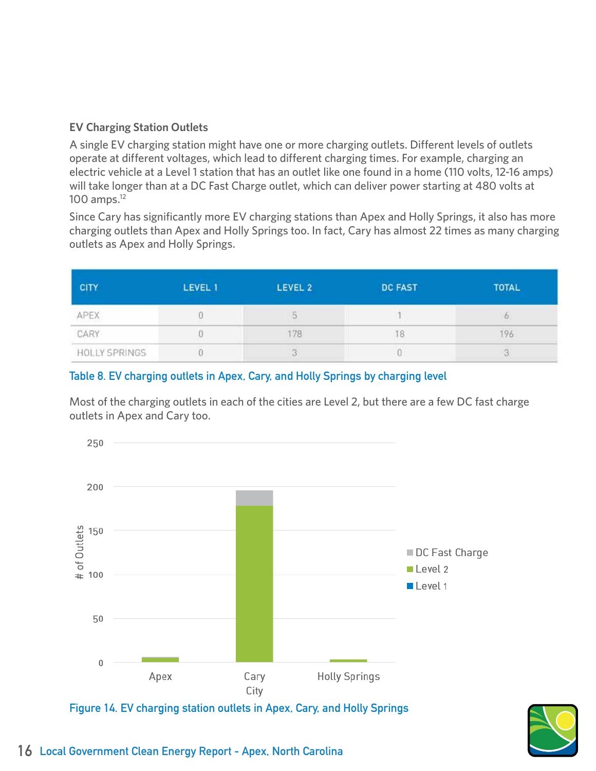### EV Charging Station Outlets

A single EV charging station might have one or more charging outlets. Different levels of outlets operate at different voltages, which lead to different charging times. For example, charging an electric vehicle at a Level 1 station that has an outlet like one found in a home (110 volts, 12-16 amps) will take longer than at a DC Fast Charge outlet, which can deliver power starting at 480 volts at 100 amps.[12]

Since Cary has significantly more EV charging stations than Apex and Holly Springs, it also has more charging outlets than Apex and Holly Springs too. In fact, Cary has almost 22 times as many charging outlets as Apex and Holly Springs.

| CITY | LEVEL 1 | LEVEL 2 | DC FAST | TOTAL |
|---|---|---|---|---|
| APEX | 0 | 5 | 1 | 6 |
| CARY | 0 | 178 | 18 | 196 |
| HOLLY SPRINGS | 0 | 3 | 0 | 3 |

Table 8. EV charging outlets in Apex, Cary, and Holly Springs by charging level

Most of the charging outlets in each of the cities are Level 2, but there are a few DC fast charge outlets in Apex and Cary too.

Figure 14. EV charging station outlets in Apex, Cary, and Holly Springs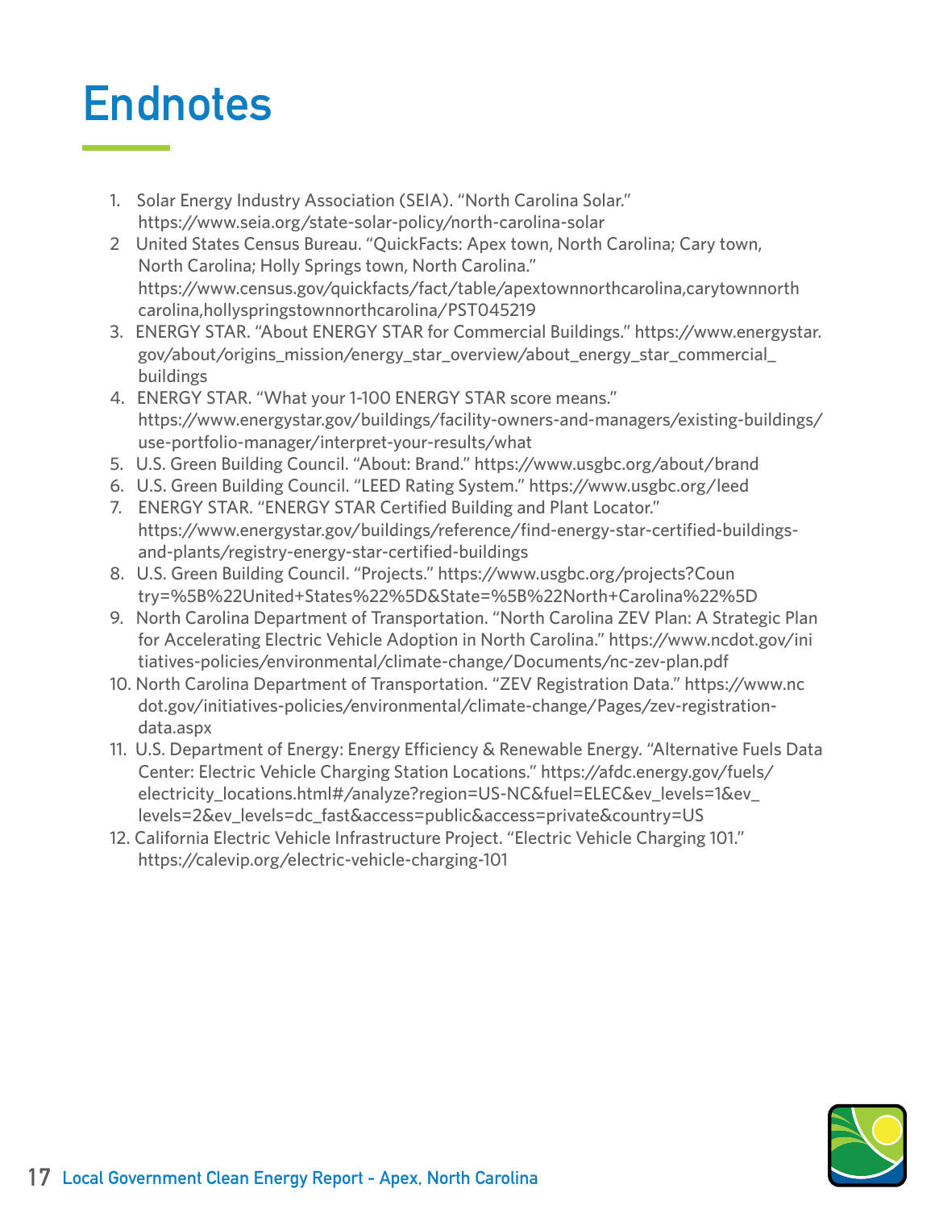# Endnotes

1. Solar Energy Industry Association (SEIA). "North Carolina Solar." https://www.seia.org/state-solar-policy/north-carolina-solar
2. United States Census Bureau. "QuickFacts: Apex town, North Carolina; Cary town, North Carolina; Holly Springs town, North Carolina." https://www.census.gov/quickfacts/fact/table/apextownnorthcarolina,carytownnorthcarolina,hollyspringstownnorthcarolina/PST045219
3. ENERGY STAR. "About ENERGY STAR for Commercial Buildings." https://www.energystar.gov/about/origins_mission/energy_star_overview/about_energy_star_commercial_buildings
4. ENERGY STAR. "What your 1-100 ENERGY STAR score means." https://www.energystar.gov/buildings/facility-owners-and-managers/existing-buildings/use-portfolio-manager/interpret-your-results/what
5. U.S. Green Building Council. "About: Brand." https://www.usgbc.org/about/brand
6. U.S. Green Building Council. "LEED Rating System." https://www.usgbc.org/leed
7. ENERGY STAR. "ENERGY STAR Certified Building and Plant Locator." https://www.energystar.gov/buildings/reference/find-energy-star-certified-buildings-and-plants/registry-energy-star-certified-buildings
8. U.S. Green Building Council. "Projects." https://www.usgbc.org/projects?Country=%5B%22United+States%22%5D&State=%5B%22North+Carolina%22%5D
9. North Carolina Department of Transportation. "North Carolina ZEV Plan: A Strategic Plan for Accelerating Electric Vehicle Adoption in North Carolina." https://www.ncdot.gov/initiatives-policies/environmental/climate-change/Documents/nc-zev-plan.pdf
10. North Carolina Department of Transportation. "ZEV Registration Data." https://www.ncdot.gov/initiatives-policies/environmental/climate-change/Pages/zev-registration-data.aspx
11. U.S. Department of Energy: Energy Efficiency & Renewable Energy. "Alternative Fuels Data Center: Electric Vehicle Charging Station Locations." https://afdc.energy.gov/fuels/electricity_locations.html#/analyze?region=US-NC&fuel=ELEC&ev_levels=1&ev_levels=2&ev_levels=dc_fast&access=public&access=private&country=US
12. California Electric Vehicle Infrastructure Project. "Electric Vehicle Charging 101." https://calevip.org/electric-vehicle-charging-101